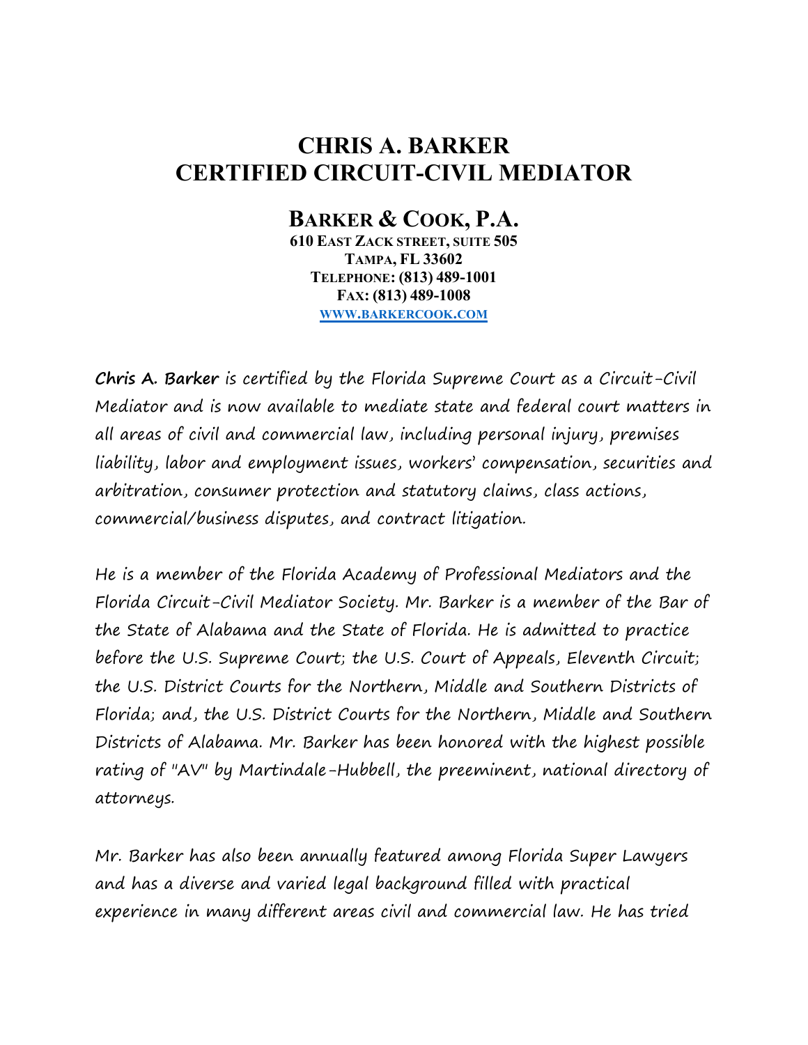# CHRIS A. BARKER
# CERTIFIED CIRCUIT-CIVIL MEDIATOR

## BARKER & COOK, P.A.

**610 EAST ZACK STREET, SUITE 505**
**TAMPA, FL 33602**
**TELEPHONE: (813) 489-1001**
**FAX: (813) 489-1008**
**WWW.BARKERCOOK.COM**

**Chris A. Barker** is certified by the Florida Supreme Court as a Circuit-Civil Mediator and is now available to mediate state and federal court matters in all areas of civil and commercial law, including personal injury, premises liability, labor and employment issues, workers' compensation, securities and arbitration, consumer protection and statutory claims, class actions, commercial/business disputes, and contract litigation.

He is a member of the Florida Academy of Professional Mediators and the Florida Circuit-Civil Mediator Society. Mr. Barker is a member of the Bar of the State of Alabama and the State of Florida. He is admitted to practice before the U.S. Supreme Court; the U.S. Court of Appeals, Eleventh Circuit; the U.S. District Courts for the Northern, Middle and Southern Districts of Florida; and, the U.S. District Courts for the Northern, Middle and Southern Districts of Alabama. Mr. Barker has been honored with the highest possible rating of "AV" by Martindale-Hubbell, the preeminent, national directory of attorneys.

Mr. Barker has also been annually featured among Florida Super Lawyers and has a diverse and varied legal background filled with practical experience in many different areas civil and commercial law. He has tried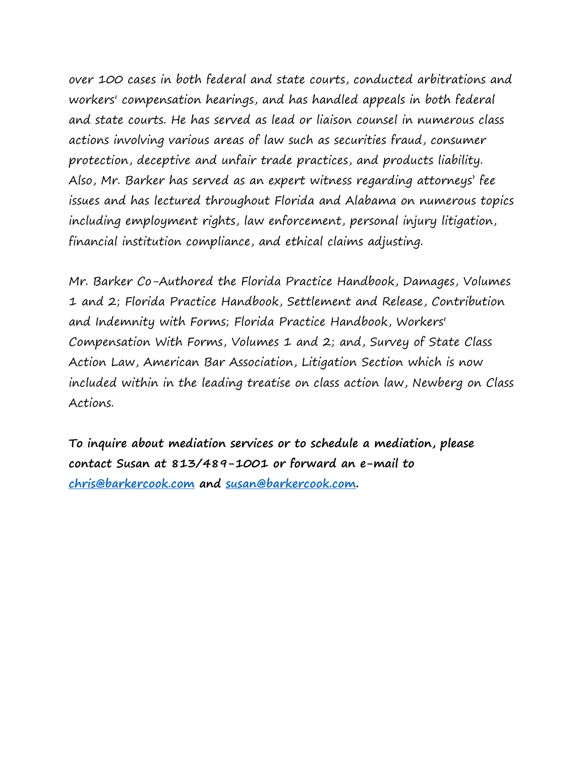over 100 cases in both federal and state courts, conducted arbitrations and workers' compensation hearings, and has handled appeals in both federal and state courts. He has served as lead or liaison counsel in numerous class actions involving various areas of law such as securities fraud, consumer protection, deceptive and unfair trade practices, and products liability. Also, Mr. Barker has served as an expert witness regarding attorneys' fee issues and has lectured throughout Florida and Alabama on numerous topics including employment rights, law enforcement, personal injury litigation, financial institution compliance, and ethical claims adjusting.

Mr. Barker Co-Authored the Florida Practice Handbook, Damages, Volumes 1 and 2; Florida Practice Handbook, Settlement and Release, Contribution and Indemnity with Forms; Florida Practice Handbook, Workers' Compensation With Forms, Volumes 1 and 2; and, Survey of State Class Action Law, American Bar Association, Litigation Section which is now included within in the leading treatise on class action law, Newberg on Class Actions.

**To inquire about mediation services or to schedule a mediation, please contact Susan at 813/489-1001 or forward an e-mail to [chris@barkercook.com](mailto:chris@barkercook.com) and [susan@barkercook.com](mailto:susan@barkercook.com).**